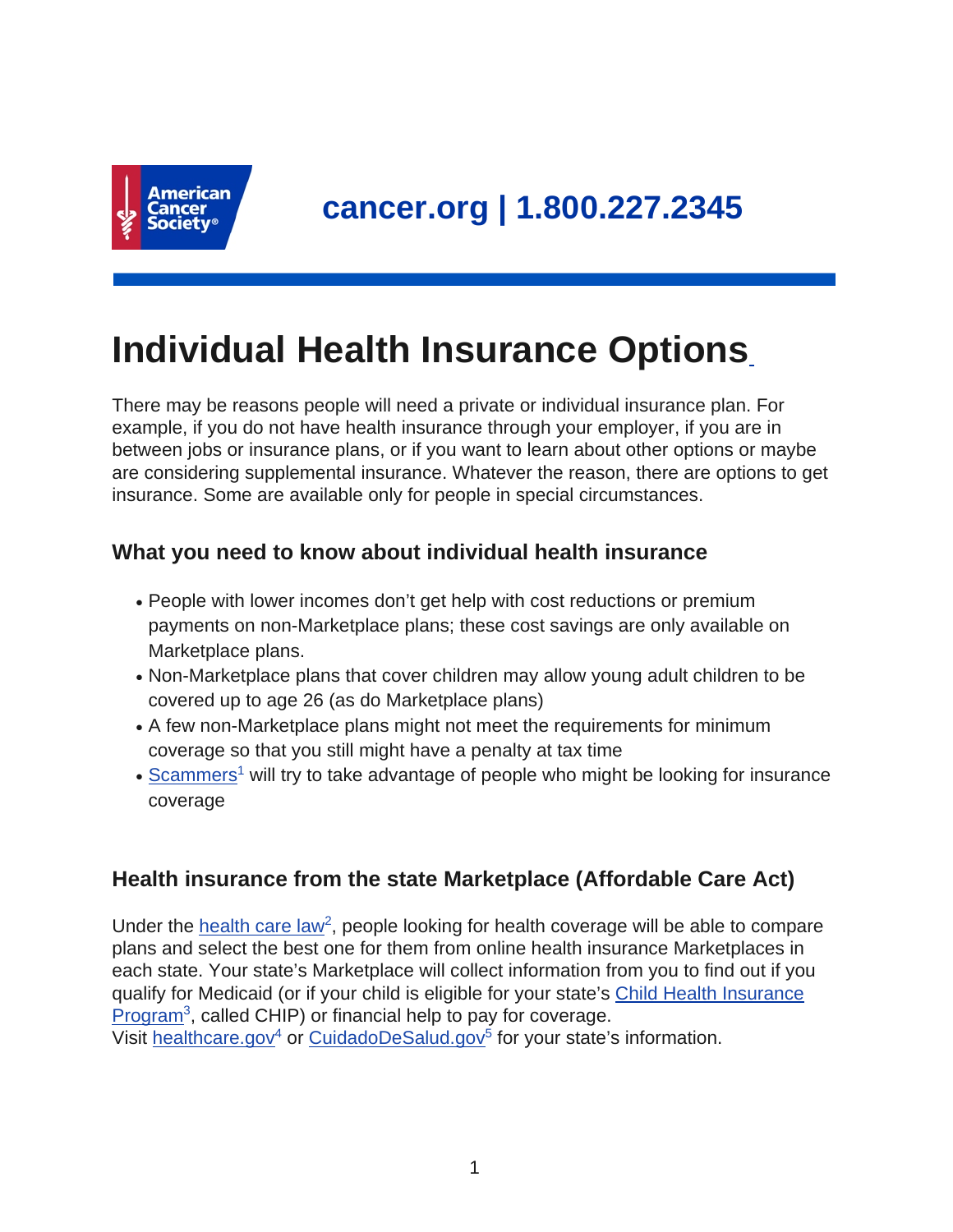cancer.org | 1.800.227.2345

# Individual Health Insurance Options

There may be reasons people will need a private or individual insurance plan. For example, if you do not have health insurance through your employer, if you are in between jobs or insurance plans, or if you want to learn about other options or maybe are considering supplemental insurance. Whatever the reason, there are options to get insurance. Some are available only for people in special circumstances.

## What you need to know about individual health insurance

- People with lower incomes don't get help with cost reductions or premium payments on non-Marketplace plans; these cost savings are only available on Marketplace plans.
- Non-Marketplace plans that cover children may allow young adult children to be covered up to age 26 (as do Marketplace plans)
- A few non-Marketplace plans might not meet the requirements for minimum coverage so that you still might have a penalty at tax time
- Scammers[1] will try to take advantage of people who might be looking for insurance coverage

## Health insurance from the state Marketplace (Affordable Care Act)

Under the health care law[2], people looking for health coverage will be able to compare plans and select the best one for them from online health insurance Marketplaces in each state. Your state's Marketplace will collect information from you to find out if you qualify for Medicaid (or if your child is eligible for your state's Child Health Insurance Program[3], called CHIP) or financial help to pay for coverage.
Visit healthcare.gov[4] or CuidadoDeSalud.gov[5] for your state's information.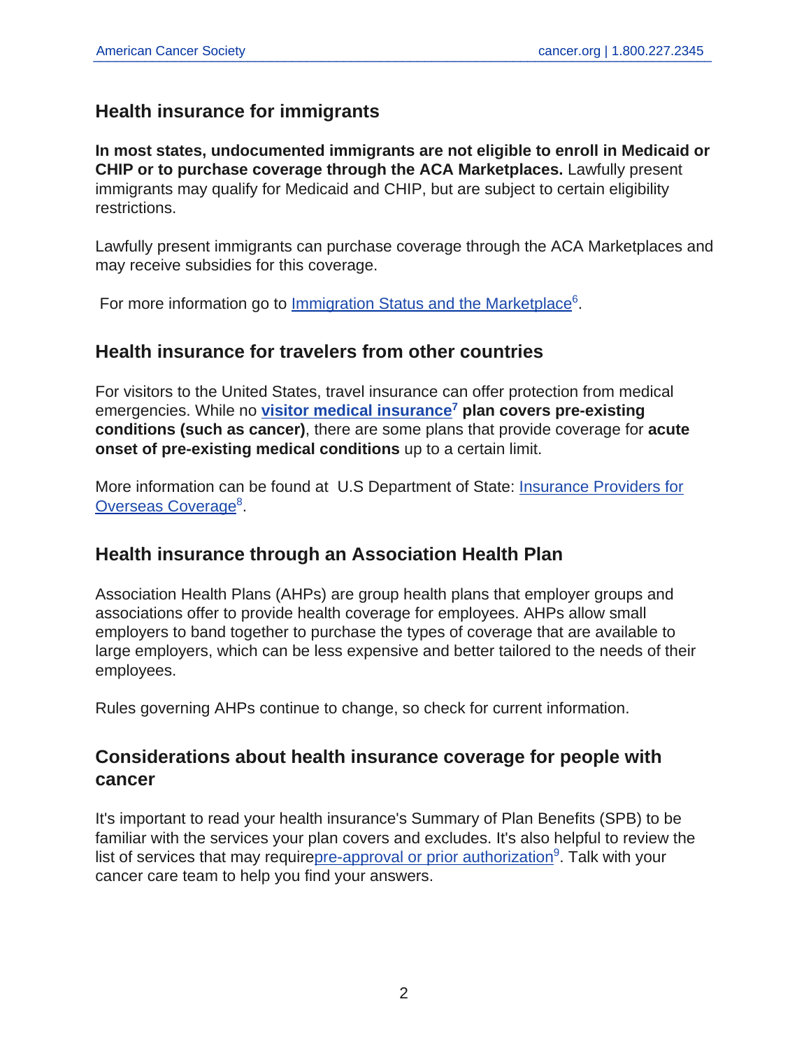## Health insurance for immigrants

**In most states, undocumented immigrants are not eligible to enroll in Medicaid or CHIP or to purchase coverage through the ACA Marketplaces.** Lawfully present immigrants may qualify for Medicaid and CHIP, but are subject to certain eligibility restrictions.

Lawfully present immigrants can purchase coverage through the ACA Marketplaces and may receive subsidies for this coverage.

For more information go to Immigration Status and the Marketplace[6].

## Health insurance for travelers from other countries

For visitors to the United States, travel insurance can offer protection from medical emergencies. While no **visitor medical insurance[7] plan covers pre-existing conditions (such as cancer)**, there are some plans that provide coverage for **acute onset of pre-existing medical conditions** up to a certain limit.

More information can be found at U.S Department of State: Insurance Providers for Overseas Coverage[8].

## Health insurance through an Association Health Plan

Association Health Plans (AHPs) are group health plans that employer groups and associations offer to provide health coverage for employees. AHPs allow small employers to band together to purchase the types of coverage that are available to large employers, which can be less expensive and better tailored to the needs of their employees.

Rules governing AHPs continue to change, so check for current information.

## Considerations about health insurance coverage for people with cancer

It's important to read your health insurance's Summary of Plan Benefits (SPB) to be familiar with the services your plan covers and excludes. It's also helpful to review the list of services that may requirepre-approval or prior authorization[9]. Talk with your cancer care team to help you find your answers.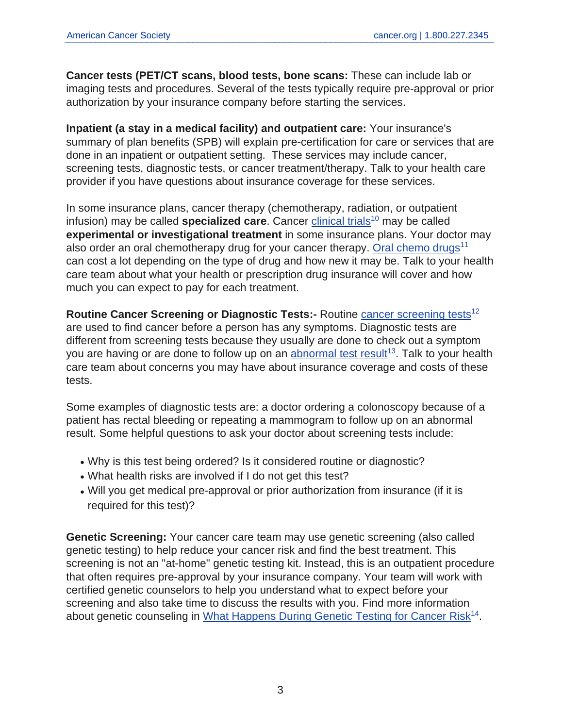**Cancer tests (PET/CT scans, blood tests, bone scans:** These can include lab or imaging tests and procedures. Several of the tests typically require pre-approval or prior authorization by your insurance company before starting the services.

**Inpatient (a stay in a medical facility) and outpatient care:** Your insurance's summary of plan benefits (SPB) will explain pre-certification for care or services that are done in an inpatient or outpatient setting.  These services may include cancer, screening tests, diagnostic tests, or cancer treatment/therapy. Talk to your health care provider if you have questions about insurance coverage for these services.

In some insurance plans, cancer therapy (chemotherapy, radiation, or outpatient infusion) may be called **specialized care**. Cancer clinical trials[10] may be called **experimental or investigational treatment** in some insurance plans. Your doctor may also order an oral chemotherapy drug for your cancer therapy. Oral chemo drugs[11] can cost a lot depending on the type of drug and how new it may be. Talk to your health care team about what your health or prescription drug insurance will cover and how much you can expect to pay for each treatment.

**Routine Cancer Screening or Diagnostic Tests:-** Routine cancer screening tests[12] are used to find cancer before a person has any symptoms. Diagnostic tests are different from screening tests because they usually are done to check out a symptom you are having or are done to follow up on an abnormal test result[13]. Talk to your health care team about concerns you may have about insurance coverage and costs of these tests.

Some examples of diagnostic tests are: a doctor ordering a colonoscopy because of a patient has rectal bleeding or repeating a mammogram to follow up on an abnormal result. Some helpful questions to ask your doctor about screening tests include:

- Why is this test being ordered? Is it considered routine or diagnostic?
- What health risks are involved if I do not get this test?
- Will you get medical pre-approval or prior authorization from insurance (if it is required for this test)?

**Genetic Screening:** Your cancer care team may use genetic screening (also called genetic testing) to help reduce your cancer risk and find the best treatment. This screening is not an "at-home" genetic testing kit. Instead, this is an outpatient procedure that often requires pre-approval by your insurance company. Your team will work with certified genetic counselors to help you understand what to expect before your screening and also take time to discuss the results with you. Find more information about genetic counseling in What Happens During Genetic Testing for Cancer Risk[14].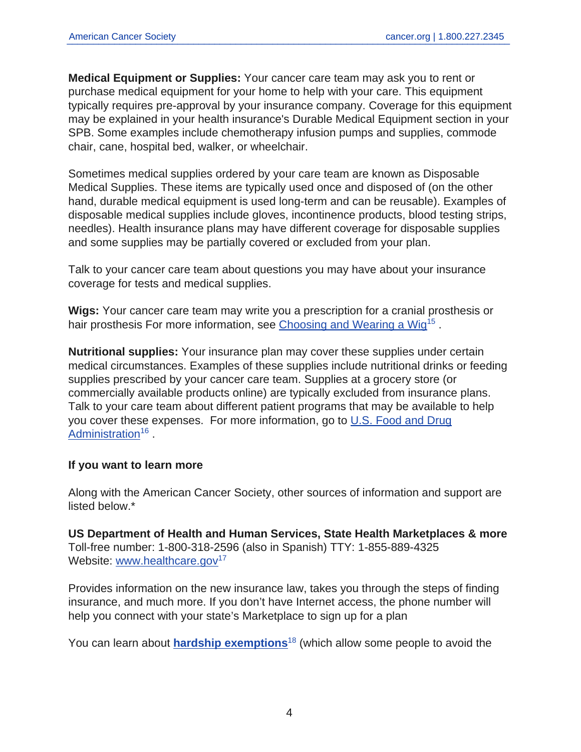**Medical Equipment or Supplies:** Your cancer care team may ask you to rent or purchase medical equipment for your home to help with your care. This equipment typically requires pre-approval by your insurance company. Coverage for this equipment may be explained in your health insurance's Durable Medical Equipment section in your SPB. Some examples include chemotherapy infusion pumps and supplies, commode chair, cane, hospital bed, walker, or wheelchair.

Sometimes medical supplies ordered by your care team are known as Disposable Medical Supplies. These items are typically used once and disposed of (on the other hand, durable medical equipment is used long-term and can be reusable). Examples of disposable medical supplies include gloves, incontinence products, blood testing strips, needles). Health insurance plans may have different coverage for disposable supplies and some supplies may be partially covered or excluded from your plan.

Talk to your cancer care team about questions you may have about your insurance coverage for tests and medical supplies.

**Wigs:** Your cancer care team may write you a prescription for a cranial prosthesis or hair prosthesis For more information, see Choosing and Wearing a Wig[15] .

**Nutritional supplies:** Your insurance plan may cover these supplies under certain medical circumstances. Examples of these supplies include nutritional drinks or feeding supplies prescribed by your cancer care team. Supplies at a grocery store (or commercially available products online) are typically excluded from insurance plans. Talk to your care team about different patient programs that may be available to help you cover these expenses. For more information, go to U.S. Food and Drug Administration[16] .

**If you want to learn more**

Along with the American Cancer Society, other sources of information and support are listed below.*

**US Department of Health and Human Services, State Health Marketplaces & more**
Toll-free number: 1-800-318-2596 (also in Spanish) TTY: 1-855-889-4325
Website: www.healthcare.gov[17]

Provides information on the new insurance law, takes you through the steps of finding insurance, and much more. If you don't have Internet access, the phone number will help you connect with your state's Marketplace to sign up for a plan

You can learn about **hardship exemptions**[18] (which allow some people to avoid the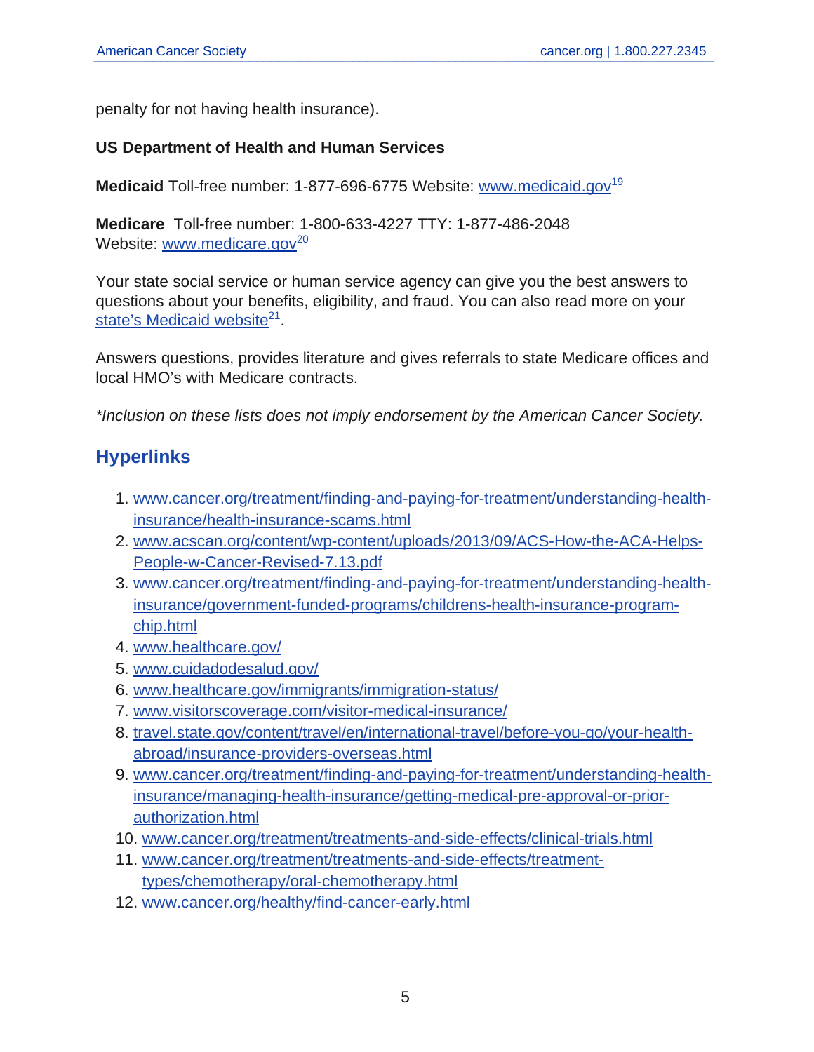penalty for not having health insurance).

**US Department of Health and Human Services**

**Medicaid** Toll-free number: 1-877-696-6775 Website: www.medicaid.gov[19]

**Medicare** Toll-free number: 1-800-633-4227 TTY: 1-877-486-2048
Website: www.medicare.gov[20]

Your state social service or human service agency can give you the best answers to questions about your benefits, eligibility, and fraud. You can also read more on your state's Medicaid website[21].

Answers questions, provides literature and gives referrals to state Medicare offices and local HMO's with Medicare contracts.

*\*Inclusion on these lists does not imply endorsement by the American Cancer Society.*

## Hyperlinks

1. www.cancer.org/treatment/finding-and-paying-for-treatment/understanding-health-insurance/health-insurance-scams.html
2. www.acscan.org/content/wp-content/uploads/2013/09/ACS-How-the-ACA-Helps-People-w-Cancer-Revised-7.13.pdf
3. www.cancer.org/treatment/finding-and-paying-for-treatment/understanding-health-insurance/government-funded-programs/childrens-health-insurance-program-chip.html
4. www.healthcare.gov/
5. www.cuidadodesalud.gov/
6. www.healthcare.gov/immigrants/immigration-status/
7. www.visitorscoverage.com/visitor-medical-insurance/
8. travel.state.gov/content/travel/en/international-travel/before-you-go/your-health-abroad/insurance-providers-overseas.html
9. www.cancer.org/treatment/finding-and-paying-for-treatment/understanding-health-insurance/managing-health-insurance/getting-medical-pre-approval-or-prior-authorization.html
10. www.cancer.org/treatment/treatments-and-side-effects/clinical-trials.html
11. www.cancer.org/treatment/treatments-and-side-effects/treatment-types/chemotherapy/oral-chemotherapy.html
12. www.cancer.org/healthy/find-cancer-early.html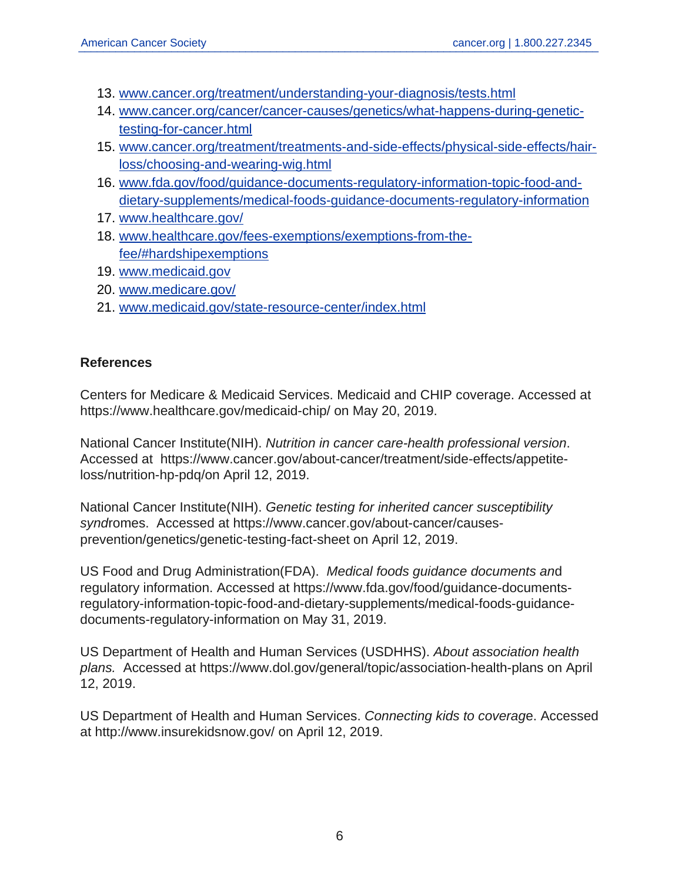13. [www.cancer.org/treatment/understanding-your-diagnosis/tests.html](www.cancer.org/treatment/understanding-your-diagnosis/tests.html)
14. [www.cancer.org/cancer/cancer-causes/genetics/what-happens-during-genetic-testing-for-cancer.html](www.cancer.org/cancer/cancer-causes/genetics/what-happens-during-genetic-testing-for-cancer.html)
15. [www.cancer.org/treatment/treatments-and-side-effects/physical-side-effects/hair-loss/choosing-and-wearing-wig.html](www.cancer.org/treatment/treatments-and-side-effects/physical-side-effects/hair-loss/choosing-and-wearing-wig.html)
16. [www.fda.gov/food/guidance-documents-regulatory-information-topic-food-and-dietary-supplements/medical-foods-guidance-documents-regulatory-information](www.fda.gov/food/guidance-documents-regulatory-information-topic-food-and-dietary-supplements/medical-foods-guidance-documents-regulatory-information)
17. [www.healthcare.gov/](www.healthcare.gov/)
18. [www.healthcare.gov/fees-exemptions/exemptions-from-the-fee/#hardshipexemptions](www.healthcare.gov/fees-exemptions/exemptions-from-the-fee/#hardshipexemptions)
19. [www.medicaid.gov](www.medicaid.gov)
20. [www.medicare.gov/](www.medicare.gov/)
21. [www.medicaid.gov/state-resource-center/index.html](www.medicaid.gov/state-resource-center/index.html)

**References**

Centers for Medicare & Medicaid Services. Medicaid and CHIP coverage. Accessed at https://www.healthcare.gov/medicaid-chip/ on May 20, 2019.

National Cancer Institute(NIH). *Nutrition in cancer care-health professional version*. Accessed at https://www.cancer.gov/about-cancer/treatment/side-effects/appetite-loss/nutrition-hp-pdq/on April 12, 2019.

National Cancer Institute(NIH). *Genetic testing for inherited cancer susceptibility synd*romes. Accessed at https://www.cancer.gov/about-cancer/causes-prevention/genetics/genetic-testing-fact-sheet on April 12, 2019.

US Food and Drug Administration(FDA). *Medical foods guidance documents an*d regulatory information. Accessed at https://www.fda.gov/food/guidance-documents-regulatory-information-topic-food-and-dietary-supplements/medical-foods-guidance-documents-regulatory-information on May 31, 2019.

US Department of Health and Human Services (USDHHS). *About association health plans.* Accessed at https://www.dol.gov/general/topic/association-health-plans on April 12, 2019.

US Department of Health and Human Services. *Connecting kids to coverag*e. Accessed at http://www.insurekidsnow.gov/ on April 12, 2019.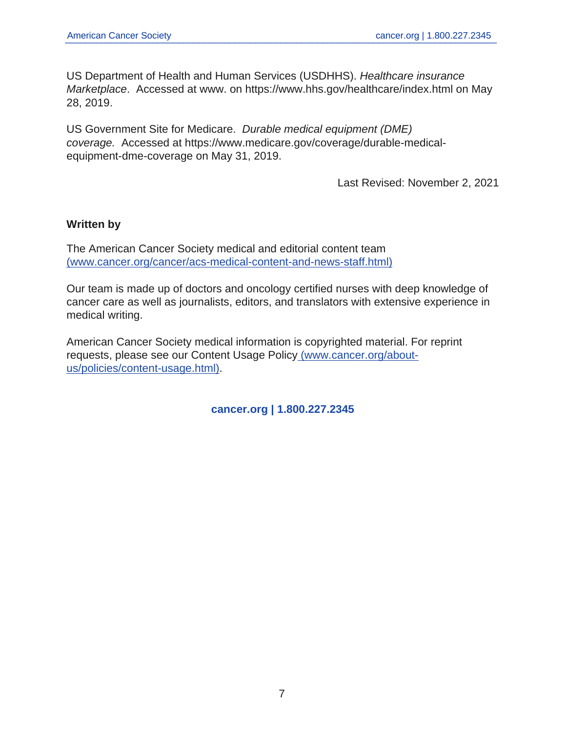US Department of Health and Human Services (USDHHS). *Healthcare insurance Marketplace*. Accessed at www. on https://www.hhs.gov/healthcare/index.html on May 28, 2019.

US Government Site for Medicare. *Durable medical equipment (DME) coverage.* Accessed at https://www.medicare.gov/coverage/durable-medical-equipment-dme-coverage on May 31, 2019.

Last Revised: November 2, 2021

**Written by**

The American Cancer Society medical and editorial content team (www.cancer.org/cancer/acs-medical-content-and-news-staff.html)

Our team is made up of doctors and oncology certified nurses with deep knowledge of cancer care as well as journalists, editors, and translators with extensive experience in medical writing.

American Cancer Society medical information is copyrighted material. For reprint requests, please see our Content Usage Policy (www.cancer.org/about-us/policies/content-usage.html).

**cancer.org | 1.800.227.2345**